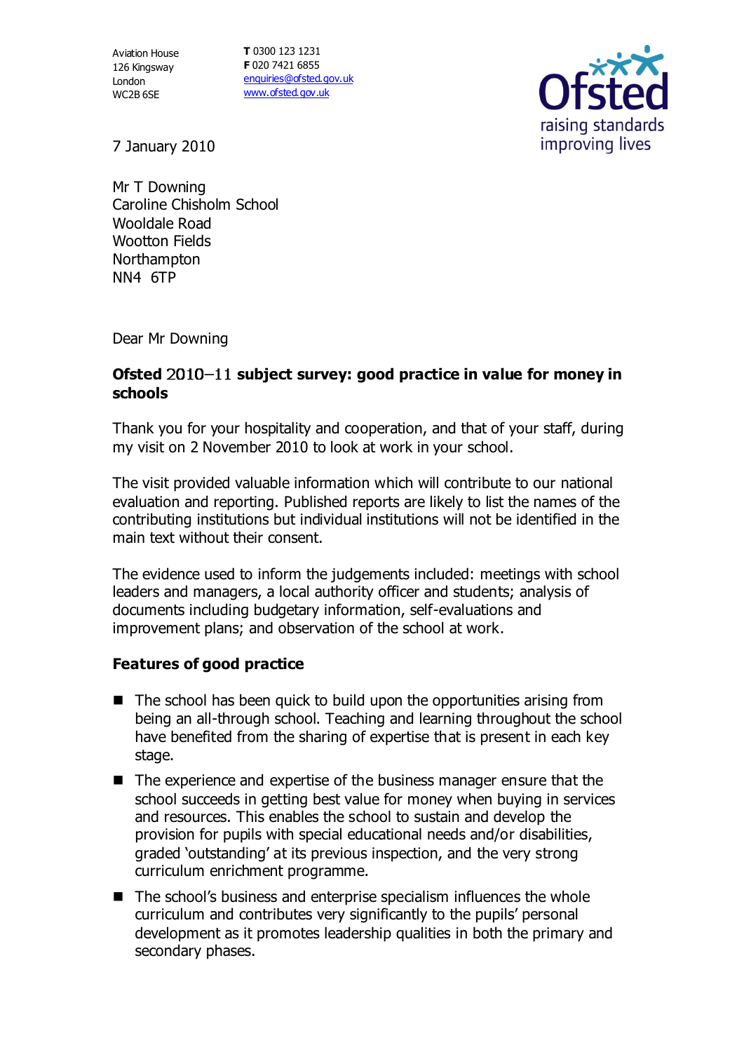Aviation House
126 Kingsway
London
WC2B 6SE

**T** 0300 123 1231
**F** 020 7421 6855
enquiries@ofsted.gov.uk
www.ofsted.gov.uk

Ofsted
raising standards
improving lives

7 January 2010

Mr T Downing
Caroline Chisholm School
Wooldale Road
Wootton Fields
Northampton
NN4 6TP

Dear Mr Downing

**Ofsted 2010–11 subject survey: good practice in value for money in schools**

Thank you for your hospitality and cooperation, and that of your staff, during my visit on 2 November 2010 to look at work in your school.

The visit provided valuable information which will contribute to our national evaluation and reporting. Published reports are likely to list the names of the contributing institutions but individual institutions will not be identified in the main text without their consent.

The evidence used to inform the judgements included: meetings with school leaders and managers, a local authority officer and students; analysis of documents including budgetary information, self-evaluations and improvement plans; and observation of the school at work.

**Features of good practice**

- The school has been quick to build upon the opportunities arising from being an all-through school. Teaching and learning throughout the school have benefited from the sharing of expertise that is present in each key stage.
- The experience and expertise of the business manager ensure that the school succeeds in getting best value for money when buying in services and resources. This enables the school to sustain and develop the provision for pupils with special educational needs and/or disabilities, graded 'outstanding' at its previous inspection, and the very strong curriculum enrichment programme.
- The school's business and enterprise specialism influences the whole curriculum and contributes very significantly to the pupils' personal development as it promotes leadership qualities in both the primary and secondary phases.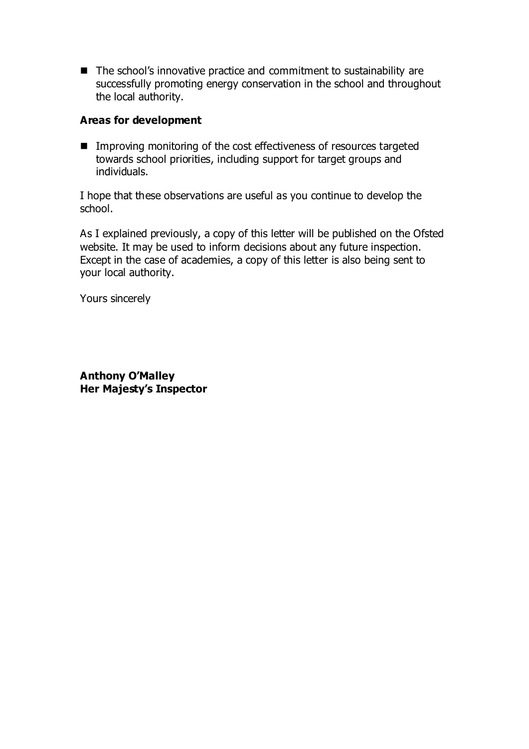- The school's innovative practice and commitment to sustainability are successfully promoting energy conservation in the school and throughout the local authority.

**Areas for development**

- Improving monitoring of the cost effectiveness of resources targeted towards school priorities, including support for target groups and individuals.

I hope that these observations are useful as you continue to develop the school.

As I explained previously, a copy of this letter will be published on the Ofsted website. It may be used to inform decisions about any future inspection. Except in the case of academies, a copy of this letter is also being sent to your local authority.

Yours sincerely

**Anthony O'Malley**
**Her Majesty's Inspector**